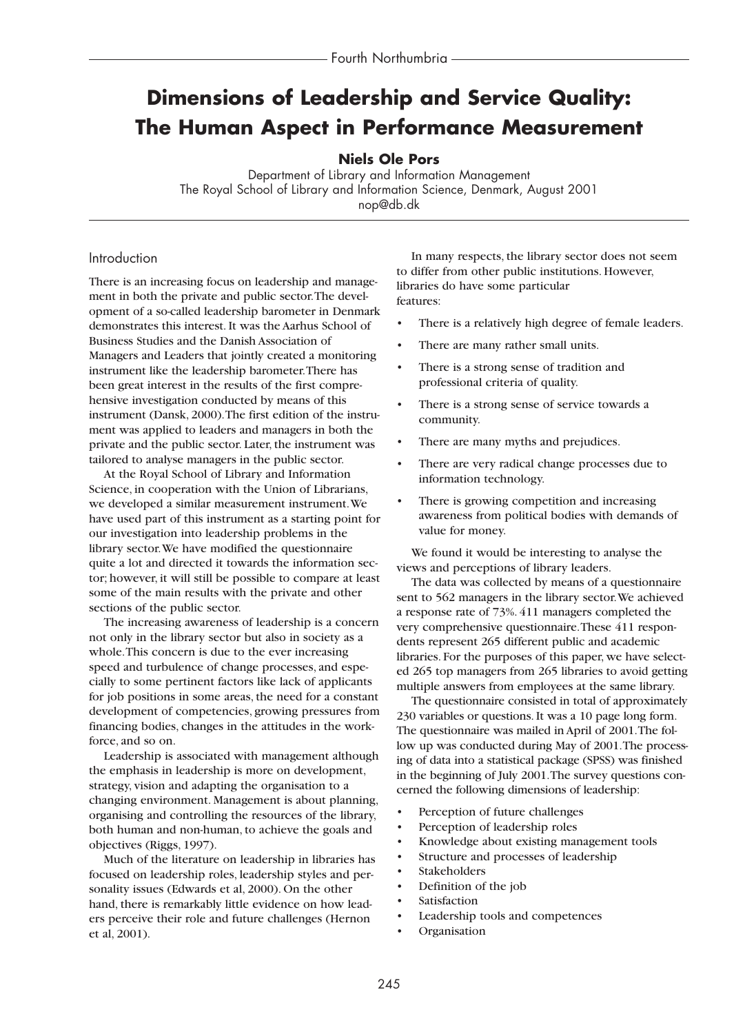# Dimensions of Leadership and Service Quality: The Human Aspect in Performance Measurement

**Niels Ole Pors**

Department of Library and Information Management
The Royal School of Library and Information Science, Denmark, August 2001
nop@db.dk

## Introduction

There is an increasing focus on leadership and management in both the private and public sector. The development of a so-called leadership barometer in Denmark demonstrates this interest. It was the Aarhus School of Business Studies and the Danish Association of Managers and Leaders that jointly created a monitoring instrument like the leadership barometer. There has been great interest in the results of the first comprehensive investigation conducted by means of this instrument (Dansk, 2000). The first edition of the instrument was applied to leaders and managers in both the private and the public sector. Later, the instrument was tailored to analyse managers in the public sector.

At the Royal School of Library and Information Science, in cooperation with the Union of Librarians, we developed a similar measurement instrument. We have used part of this instrument as a starting point for our investigation into leadership problems in the library sector. We have modified the questionnaire quite a lot and directed it towards the information sector; however, it will still be possible to compare at least some of the main results with the private and other sections of the public sector.

The increasing awareness of leadership is a concern not only in the library sector but also in society as a whole. This concern is due to the ever increasing speed and turbulence of change processes, and especially to some pertinent factors like lack of applicants for job positions in some areas, the need for a constant development of competencies, growing pressures from financing bodies, changes in the attitudes in the workforce, and so on.

Leadership is associated with management although the emphasis in leadership is more on development, strategy, vision and adapting the organisation to a changing environment. Management is about planning, organising and controlling the resources of the library, both human and non-human, to achieve the goals and objectives (Riggs, 1997).

Much of the literature on leadership in libraries has focused on leadership roles, leadership styles and personality issues (Edwards et al, 2000). On the other hand, there is remarkably little evidence on how leaders perceive their role and future challenges (Hernon et al, 2001).

In many respects, the library sector does not seem to differ from other public institutions. However, libraries do have some particular features:

- There is a relatively high degree of female leaders.
- There are many rather small units.
- There is a strong sense of tradition and professional criteria of quality.
- There is a strong sense of service towards a community.
- There are many myths and prejudices.
- There are very radical change processes due to information technology.
- There is growing competition and increasing awareness from political bodies with demands of value for money.

We found it would be interesting to analyse the views and perceptions of library leaders.

The data was collected by means of a questionnaire sent to 562 managers in the library sector. We achieved a response rate of 73%. 411 managers completed the very comprehensive questionnaire. These 411 respondents represent 265 different public and academic libraries. For the purposes of this paper, we have selected 265 top managers from 265 libraries to avoid getting multiple answers from employees at the same library.

The questionnaire consisted in total of approximately 230 variables or questions. It was a 10 page long form. The questionnaire was mailed in April of 2001. The follow up was conducted during May of 2001. The processing of data into a statistical package (SPSS) was finished in the beginning of July 2001. The survey questions concerned the following dimensions of leadership:

- Perception of future challenges
- Perception of leadership roles
- Knowledge about existing management tools
- Structure and processes of leadership
- Stakeholders
- Definition of the job
- Satisfaction
- Leadership tools and competences
- Organisation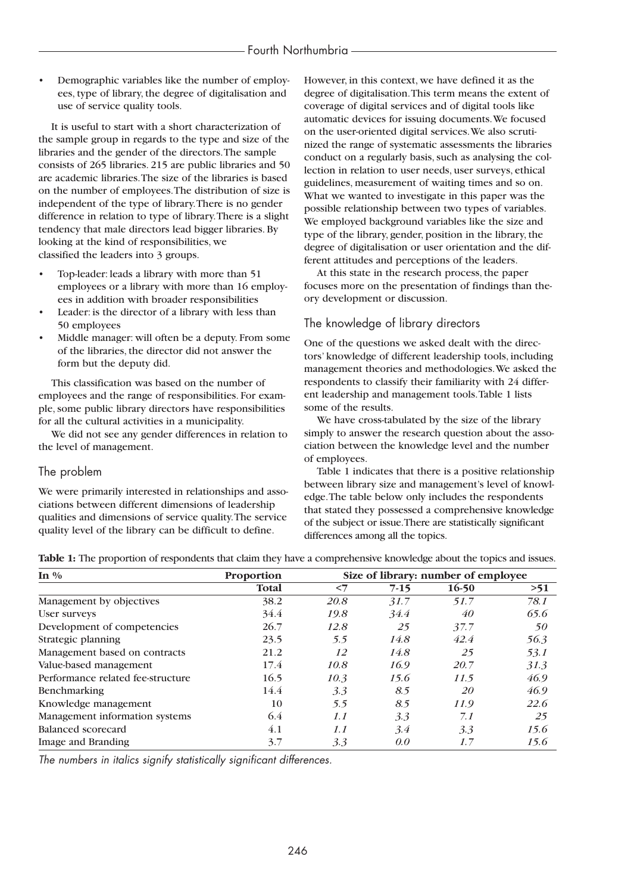- Demographic variables like the number of employees, type of library, the degree of digitalisation and use of service quality tools.

It is useful to start with a short characterization of the sample group in regards to the type and size of the libraries and the gender of the directors. The sample consists of 265 libraries. 215 are public libraries and 50 are academic libraries. The size of the libraries is based on the number of employees. The distribution of size is independent of the type of library. There is no gender difference in relation to type of library. There is a slight tendency that male directors lead bigger libraries. By looking at the kind of responsibilities, we classified the leaders into 3 groups.

- Top-leader: leads a library with more than 51 employees or a library with more than 16 employees in addition with broader responsibilities
- Leader: is the director of a library with less than 50 employees
- Middle manager: will often be a deputy. From some of the libraries, the director did not answer the form but the deputy did.

This classification was based on the number of employees and the range of responsibilities. For example, some public library directors have responsibilities for all the cultural activities in a municipality.

We did not see any gender differences in relation to the level of management.

## The problem

We were primarily interested in relationships and associations between different dimensions of leadership qualities and dimensions of service quality. The service quality level of the library can be difficult to define. However, in this context, we have defined it as the degree of digitalisation. This term means the extent of coverage of digital services and of digital tools like automatic devices for issuing documents. We focused on the user-oriented digital services. We also scrutinized the range of systematic assessments the libraries conduct on a regularly basis, such as analysing the collection in relation to user needs, user surveys, ethical guidelines, measurement of waiting times and so on. What we wanted to investigate in this paper was the possible relationship between two types of variables. We employed background variables like the size and type of the library, gender, position in the library, the degree of digitalisation or user orientation and the different attitudes and perceptions of the leaders.

At this state in the research process, the paper focuses more on the presentation of findings than theory development or discussion.

## The knowledge of library directors

One of the questions we asked dealt with the directors' knowledge of different leadership tools, including management theories and methodologies. We asked the respondents to classify their familiarity with 24 different leadership and management tools. Table 1 lists some of the results.

We have cross-tabulated by the size of the library simply to answer the research question about the association between the knowledge level and the number of employees.

Table 1 indicates that there is a positive relationship between library size and management's level of knowledge. The table below only includes the respondents that stated they possessed a comprehensive knowledge of the subject or issue. There are statistically significant differences among all the topics.

**Table 1:** The proportion of respondents that claim they have a comprehensive knowledge about the topics and issues.

| In % | Proportion | Size of library: number of employee | | | |
|---|---|---|---|---|---|
| | Total | <7 | 7-15 | 16-50 | >51 |
| Management by objectives | 38.2 | *20.8* | *31.7* | *51.7* | *78.1* |
| User surveys | 34.4 | *19.8* | *34.4* | *40* | *65.6* |
| Development of competencies | 26.7 | *12.8* | *25* | *37.7* | *50* |
| Strategic planning | 23.5 | *5.5* | *14.8* | *42.4* | *56.3* |
| Management based on contracts | 21.2 | *12* | *14.8* | *25* | *53.1* |
| Value-based management | 17.4 | *10.8* | *16.9* | *20.7* | *31.3* |
| Performance related fee-structure | 16.5 | *10.3* | *15.6* | *11.5* | *46.9* |
| Benchmarking | 14.4 | *3.3* | *8.5* | *20* | *46.9* |
| Knowledge management | 10 | *5.5* | *8.5* | *11.9* | *22.6* |
| Management information systems | 6.4 | *1.1* | *3.3* | *7.1* | *25* |
| Balanced scorecard | 4.1 | *1.1* | *3.4* | *3.3* | *15.6* |
| Image and Branding | 3.7 | *3.3* | *0.0* | *1.7* | *15.6* |

*The numbers in italics signify statistically significant differences.*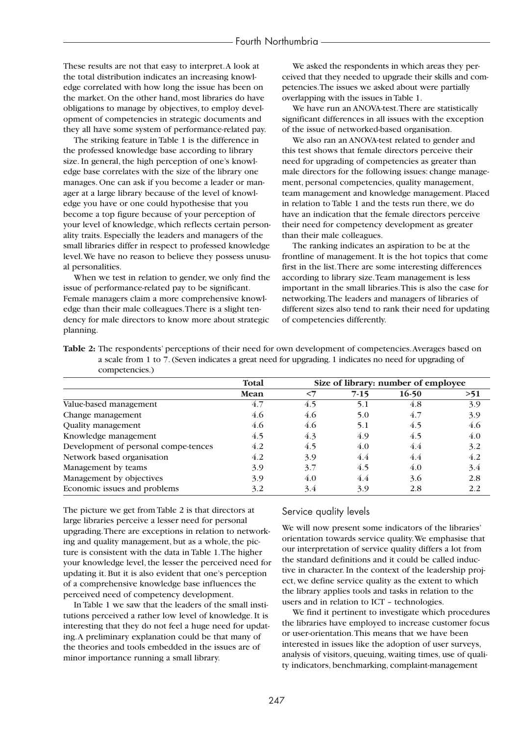These results are not that easy to interpret. A look at the total distribution indicates an increasing knowledge correlated with how long the issue has been on the market. On the other hand, most libraries do have obligations to manage by objectives, to employ development of competencies in strategic documents and they all have some system of performance-related pay.

The striking feature in Table 1 is the difference in the professed knowledge base according to library size. In general, the high perception of one's knowledge base correlates with the size of the library one manages. One can ask if you become a leader or manager at a large library because of the level of knowledge you have or one could hypothesise that you become a top figure because of your perception of your level of knowledge, which reflects certain personality traits. Especially the leaders and managers of the small libraries differ in respect to professed knowledge level. We have no reason to believe they possess unusual personalities.

When we test in relation to gender, we only find the issue of performance-related pay to be significant. Female managers claim a more comprehensive knowledge than their male colleagues. There is a slight tendency for male directors to know more about strategic planning.

We asked the respondents in which areas they perceived that they needed to upgrade their skills and competencies. The issues we asked about were partially overlapping with the issues in Table 1.

We have run an ANOVA-test. There are statistically significant differences in all issues with the exception of the issue of networked-based organisation.

We also ran an ANOVA-test related to gender and this test shows that female directors perceive their need for upgrading of competencies as greater than male directors for the following issues: change management, personal competencies, quality management, team management and knowledge management. Placed in relation to Table 1 and the tests run there, we do have an indication that the female directors perceive their need for competency development as greater than their male colleagues.

The ranking indicates an aspiration to be at the frontline of management. It is the hot topics that come first in the list. There are some interesting differences according to library size. Team management is less important in the small libraries. This is also the case for networking. The leaders and managers of libraries of different sizes also tend to rank their need for updating of competencies differently.

**Table 2:** The respondents' perceptions of their need for own development of competencies. Averages based on a scale from 1 to 7. (Seven indicates a great need for upgrading. 1 indicates no need for upgrading of competencies.)

| | **Total** | **Size of library: number of employee** | | | |
|---|---|---|---|---|---|
| | **Mean** | **<7** | **7-15** | **16-50** | **>51** |
| Value-based management | 4.7 | 4.5 | 5.1 | 4.8 | 3.9 |
| Change management | 4.6 | 4.6 | 5.0 | 4.7 | 3.9 |
| Quality management | 4.6 | 4.6 | 5.1 | 4.5 | 4.6 |
| Knowledge management | 4.5 | 4.3 | 4.9 | 4.5 | 4.0 |
| Development of personal compe-tences | 4.2 | 4.5 | 4.0 | 4.4 | 3.2 |
| Network based organisation | 4.2 | 3.9 | 4.4 | 4.4 | 4.2 |
| Management by teams | 3.9 | 3.7 | 4.5 | 4.0 | 3.4 |
| Management by objectives | 3.9 | 4.0 | 4.4 | 3.6 | 2.8 |
| Economic issues and problems | 3.2 | 3.4 | 3.9 | 2.8 | 2.2 |

The picture we get from Table 2 is that directors at large libraries perceive a lesser need for personal upgrading. There are exceptions in relation to networking and quality management, but as a whole, the picture is consistent with the data in Table 1. The higher your knowledge level, the lesser the perceived need for updating it. But it is also evident that one's perception of a comprehensive knowledge base influences the perceived need of competency development.

In Table 1 we saw that the leaders of the small institutions perceived a rather low level of knowledge. It is interesting that they do not feel a huge need for updating. A preliminary explanation could be that many of the theories and tools embedded in the issues are of minor importance running a small library.

## Service quality levels

We will now present some indicators of the libraries' orientation towards service quality. We emphasise that our interpretation of service quality differs a lot from the standard definitions and it could be called inductive in character. In the context of the leadership project, we define service quality as the extent to which the library applies tools and tasks in relation to the users and in relation to ICT – technologies.

We find it pertinent to investigate which procedures the libraries have employed to increase customer focus or user-orientation. This means that we have been interested in issues like the adoption of user surveys, analysis of visitors, queuing, waiting times, use of quality indicators, benchmarking, complaint-management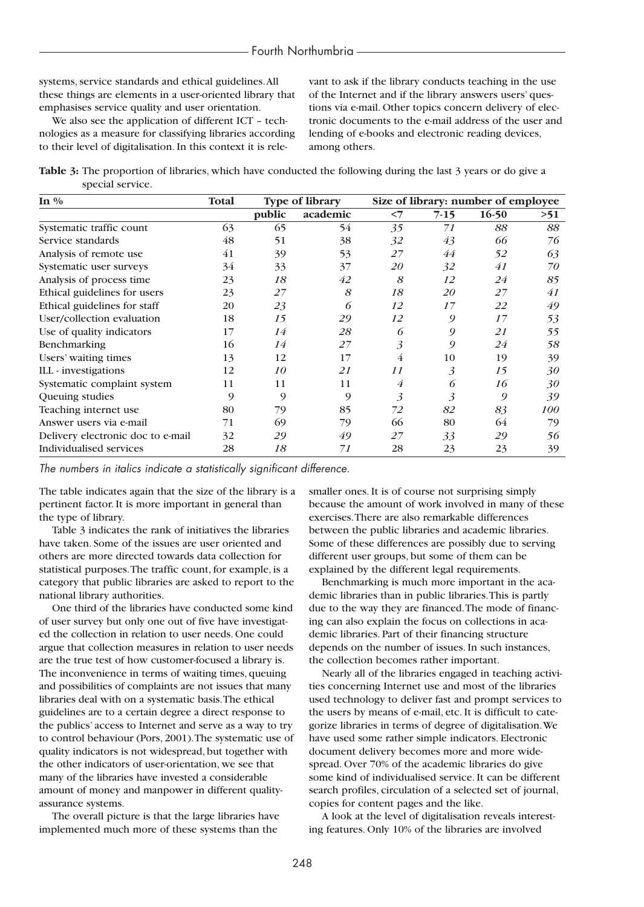systems, service standards and ethical guidelines. All these things are elements in a user-oriented library that emphasises service quality and user orientation.

We also see the application of different ICT – technologies as a measure for classifying libraries according to their level of digitalisation. In this context it is relevant to ask if the library conducts teaching in the use of the Internet and if the library answers users' questions via e-mail. Other topics concern delivery of electronic documents to the e-mail address of the user and lending of e-books and electronic reading devices, among others.

**Table 3:** The proportion of libraries, which have conducted the following during the last 3 years or do give a special service.

| In % | Total | Type of library | | Size of library: number of employee | | | |
|---|---|---|---|---|---|---|---|
| | | public | academic | <7 | 7-15 | 16-50 | >51 |
| Systematic traffic count | 63 | 65 | 54 | *35* | *71* | *88* | *88* |
| Service standards | 48 | 51 | 38 | *32* | *43* | *66* | *76* |
| Analysis of remote use | 41 | 39 | 53 | *27* | *44* | *52* | *63* |
| Systematic user surveys | 34 | 33 | 37 | *20* | *32* | *41* | *70* |
| Analysis of process time | 23 | *18* | *42* | *8* | *12* | *24* | *85* |
| Ethical guidelines for users | 23 | *27* | *8* | *18* | *20* | *27* | *41* |
| Ethical guidelines for staff | 20 | *23* | *6* | *12* | *17* | *22* | *49* |
| User/collection evaluation | 18 | *15* | *29* | *12* | *9* | *17* | *53* |
| Use of quality indicators | 17 | *14* | *28* | *6* | *9* | *21* | *55* |
| Benchmarking | 16 | *14* | *27* | *3* | *9* | *24* | *58* |
| Users' waiting times | 13 | 12 | 17 | *4* | 10 | 19 | 39 |
| ILL - investigations | 12 | *10* | *21* | *11* | *3* | *15* | *30* |
| Systematic complaint system | 11 | 11 | 11 | *4* | *6* | *16* | *30* |
| Queuing studies | 9 | 9 | 9 | *3* | *3* | *9* | *39* |
| Teaching internet use | 80 | 79 | 85 | *72* | *82* | *83* | *100* |
| Answer users via e-mail | 71 | 69 | 79 | 66 | 80 | 64 | 79 |
| Delivery electronic doc to e-mail | 32 | *29* | *49* | *27* | *33* | *29* | *56* |
| Individualised services | 28 | *18* | *71* | 28 | 23 | 23 | 39 |

*The numbers in italics indicate a statistically significant difference.*

The table indicates again that the size of the library is a pertinent factor. It is more important in general than the type of library.

Table 3 indicates the rank of initiatives the libraries have taken. Some of the issues are user oriented and others are more directed towards data collection for statistical purposes. The traffic count, for example, is a category that public libraries are asked to report to the national library authorities.

One third of the libraries have conducted some kind of user survey but only one out of five have investigated the collection in relation to user needs. One could argue that collection measures in relation to user needs are the true test of how customer-focused a library is. The inconvenience in terms of waiting times, queuing and possibilities of complaints are not issues that many libraries deal with on a systematic basis. The ethical guidelines are to a certain degree a direct response to the publics' access to Internet and serve as a way to try to control behaviour (Pors, 2001). The systematic use of quality indicators is not widespread, but together with the other indicators of user-orientation, we see that many of the libraries have invested a considerable amount of money and manpower in different quality-assurance systems.

The overall picture is that the large libraries have implemented much more of these systems than the smaller ones. It is of course not surprising simply because the amount of work involved in many of these exercises. There are also remarkable differences between the public libraries and academic libraries. Some of these differences are possibly due to serving different user groups, but some of them can be explained by the different legal requirements.

Benchmarking is much more important in the academic libraries than in public libraries. This is partly due to the way they are financed. The mode of financing can also explain the focus on collections in academic libraries. Part of their financing structure depends on the number of issues. In such instances, the collection becomes rather important.

Nearly all of the libraries engaged in teaching activities concerning Internet use and most of the libraries used technology to deliver fast and prompt services to the users by means of e-mail, etc. It is difficult to categorize libraries in terms of degree of digitalisation. We have used some rather simple indicators. Electronic document delivery becomes more and more widespread. Over 70% of the academic libraries do give some kind of individualised service. It can be different search profiles, circulation of a selected set of journal, copies for content pages and the like.

A look at the level of digitalisation reveals interesting features. Only 10% of the libraries are involved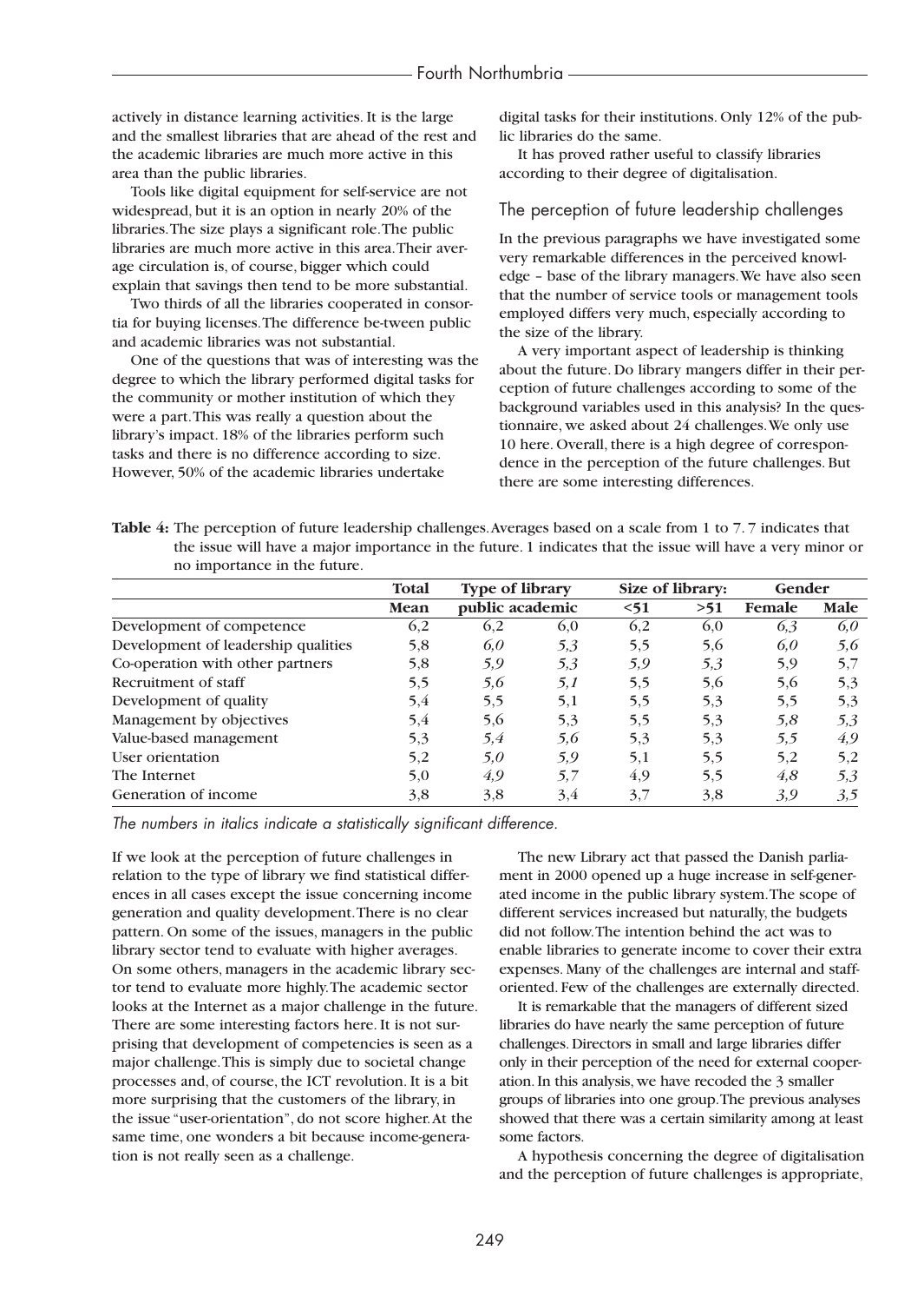actively in distance learning activities. It is the large and the smallest libraries that are ahead of the rest and the academic libraries are much more active in this area than the public libraries.

Tools like digital equipment for self-service are not widespread, but it is an option in nearly 20% of the libraries. The size plays a significant role. The public libraries are much more active in this area. Their average circulation is, of course, bigger which could explain that savings then tend to be more substantial.

Two thirds of all the libraries cooperated in consortia for buying licenses. The difference be-tween public and academic libraries was not substantial.

One of the questions that was of interesting was the degree to which the library performed digital tasks for the community or mother institution of which they were a part. This was really a question about the library's impact. 18% of the libraries perform such tasks and there is no difference according to size. However, 50% of the academic libraries undertake digital tasks for their institutions. Only 12% of the public libraries do the same.

It has proved rather useful to classify libraries according to their degree of digitalisation.

## The perception of future leadership challenges

In the previous paragraphs we have investigated some very remarkable differences in the perceived knowledge – base of the library managers. We have also seen that the number of service tools or management tools employed differs very much, especially according to the size of the library.

A very important aspect of leadership is thinking about the future. Do library mangers differ in their perception of future challenges according to some of the background variables used in this analysis? In the questionnaire, we asked about 24 challenges. We only use 10 here. Overall, there is a high degree of correspondence in the perception of the future challenges. But there are some interesting differences.

**Table 4:** The perception of future leadership challenges. Averages based on a scale from 1 to 7. 7 indicates that the issue will have a major importance in the future. 1 indicates that the issue will have a very minor or no importance in the future.

| | Total | Type of library | | Size of library: | | Gender | |
|---|---|---|---|---|---|---|---|
| | Mean | public | academic | <51 | >51 | Female | Male |
| Development of competence | 6,2 | 6,2 | 6,0 | 6,2 | 6,0 | *6,3* | *6,0* |
| Development of leadership qualities | 5,8 | *6,0* | *5,3* | 5,5 | 5,6 | *6,0* | *5,6* |
| Co-operation with other partners | 5,8 | *5,9* | *5,3* | *5,9* | *5,3* | 5,9 | 5,7 |
| Recruitment of staff | 5,5 | *5,6* | *5,1* | 5,5 | 5,6 | 5,6 | 5,3 |
| Development of quality | 5,4 | 5,5 | 5,1 | 5,5 | 5,3 | 5,5 | 5,3 |
| Management by objectives | 5,4 | 5,6 | 5,3 | 5,5 | 5,3 | *5,8* | *5,3* |
| Value-based management | 5,3 | *5,4* | *5,6* | 5,3 | 5,3 | *5,5* | *4,9* |
| User orientation | 5,2 | *5,0* | *5,9* | 5,1 | 5,5 | 5,2 | 5,2 |
| The Internet | 5,0 | *4,9* | *5,7* | 4,9 | 5,5 | *4,8* | *5,3* |
| Generation of income | 3,8 | 3,8 | 3,4 | 3,7 | 3,8 | *3,9* | *3,5* |

*The numbers in italics indicate a statistically significant difference.*

If we look at the perception of future challenges in relation to the type of library we find statistical differences in all cases except the issue concerning income generation and quality development. There is no clear pattern. On some of the issues, managers in the public library sector tend to evaluate with higher averages. On some others, managers in the academic library sector tend to evaluate more highly. The academic sector looks at the Internet as a major challenge in the future. There are some interesting factors here. It is not surprising that development of competencies is seen as a major challenge. This is simply due to societal change processes and, of course, the ICT revolution. It is a bit more surprising that the customers of the library, in the issue "user-orientation", do not score higher. At the same time, one wonders a bit because income-generation is not really seen as a challenge.

The new Library act that passed the Danish parliament in 2000 opened up a huge increase in self-generated income in the public library system. The scope of different services increased but naturally, the budgets did not follow. The intention behind the act was to enable libraries to generate income to cover their extra expenses. Many of the challenges are internal and staff-oriented. Few of the challenges are externally directed.

It is remarkable that the managers of different sized libraries do have nearly the same perception of future challenges. Directors in small and large libraries differ only in their perception of the need for external cooperation. In this analysis, we have recoded the 3 smaller groups of libraries into one group. The previous analyses showed that there was a certain similarity among at least some factors.

A hypothesis concerning the degree of digitalisation and the perception of future challenges is appropriate,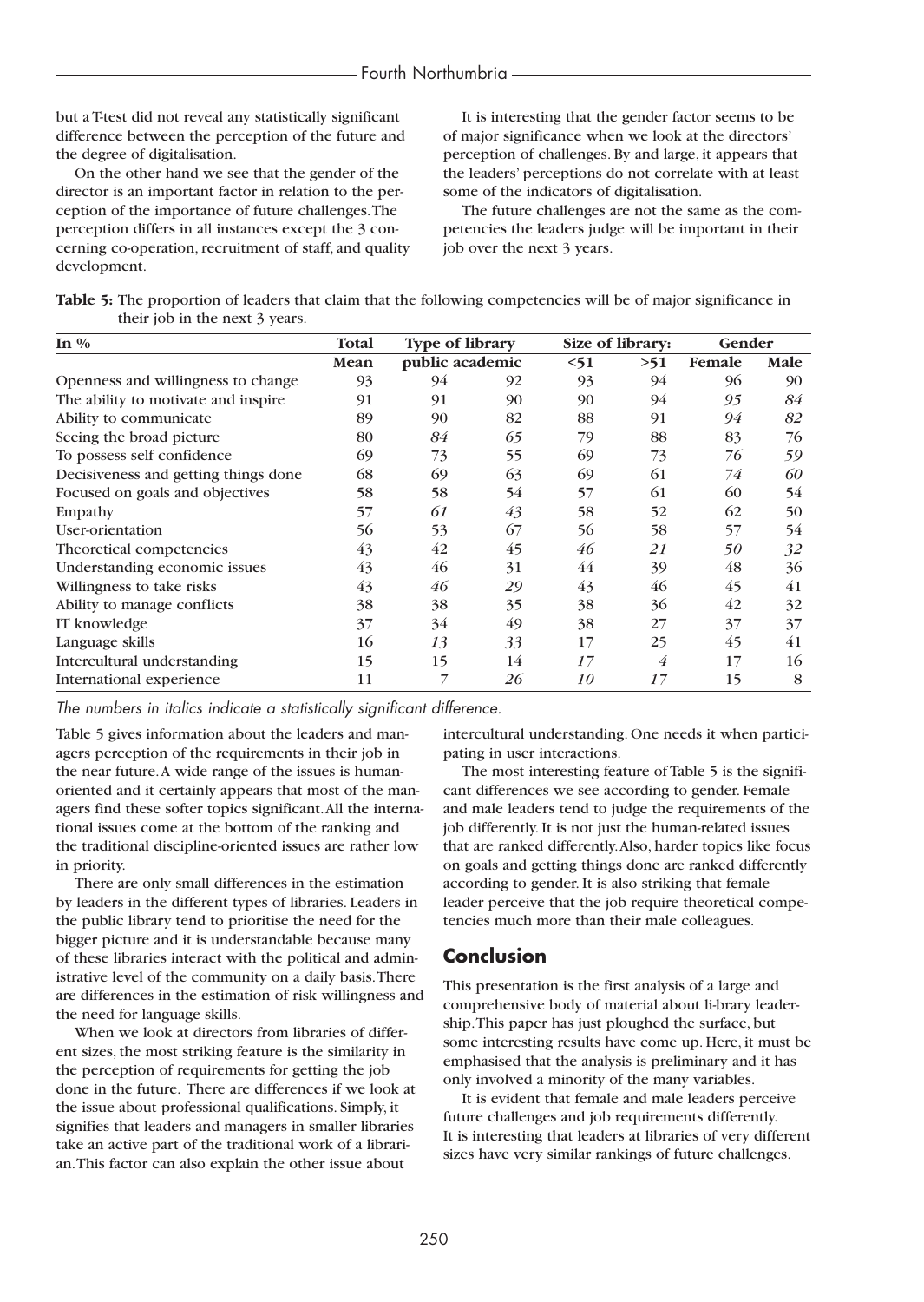but a T-test did not reveal any statistically significant difference between the perception of the future and the degree of digitalisation.

On the other hand we see that the gender of the director is an important factor in relation to the perception of the importance of future challenges. The perception differs in all instances except the 3 concerning co-operation, recruitment of staff, and quality development.

It is interesting that the gender factor seems to be of major significance when we look at the directors' perception of challenges. By and large, it appears that the leaders' perceptions do not correlate with at least some of the indicators of digitalisation.

The future challenges are not the same as the competencies the leaders judge will be important in their job over the next 3 years.

**Table 5:** The proportion of leaders that claim that the following competencies will be of major significance in their job in the next 3 years.

| In % | Total | Type of library | | Size of library: | | Gender | |
|---|---|---|---|---|---|---|---|
| | Mean | public | academic | <51 | >51 | Female | Male |
| Openness and willingness to change | 93 | 94 | 92 | 93 | 94 | 96 | 90 |
| The ability to motivate and inspire | 91 | 91 | 90 | 90 | 94 | *95* | *84* |
| Ability to communicate | 89 | 90 | 82 | 88 | 91 | *94* | *82* |
| Seeing the broad picture | 80 | *84* | *65* | 79 | 88 | 83 | 76 |
| To possess self confidence | 69 | 73 | 55 | 69 | 73 | *76* | *59* |
| Decisiveness and getting things done | 68 | 69 | 63 | 69 | 61 | *74* | *60* |
| Focused on goals and objectives | 58 | 58 | 54 | 57 | 61 | 60 | 54 |
| Empathy | 57 | *61* | *43* | 58 | 52 | 62 | 50 |
| User-orientation | 56 | 53 | 67 | 56 | 58 | 57 | 54 |
| Theoretical competencies | 43 | 42 | 45 | *46* | *21* | *50* | *32* |
| Understanding economic issues | 43 | 46 | 31 | 44 | 39 | 48 | 36 |
| Willingness to take risks | 43 | *46* | *29* | 43 | 46 | 45 | 41 |
| Ability to manage conflicts | 38 | 38 | 35 | 38 | 36 | 42 | 32 |
| IT knowledge | 37 | 34 | 49 | 38 | 27 | 37 | 37 |
| Language skills | 16 | *13* | *33* | 17 | 25 | 45 | 41 |
| Intercultural understanding | 15 | 15 | 14 | *17* | *4* | 17 | 16 |
| International experience | 11 | *7* | *26* | *10* | *17* | 15 | 8 |

*The numbers in italics indicate a statistically significant difference.*

Table 5 gives information about the leaders and managers perception of the requirements in their job in the near future. A wide range of the issues is human-oriented and it certainly appears that most of the managers find these softer topics significant. All the international issues come at the bottom of the ranking and the traditional discipline-oriented issues are rather low in priority.

There are only small differences in the estimation by leaders in the different types of libraries. Leaders in the public library tend to prioritise the need for the bigger picture and it is understandable because many of these libraries interact with the political and administrative level of the community on a daily basis. There are differences in the estimation of risk willingness and the need for language skills.

When we look at directors from libraries of different sizes, the most striking feature is the similarity in the perception of requirements for getting the job done in the future. There are differences if we look at the issue about professional qualifications. Simply, it signifies that leaders and managers in smaller libraries take an active part of the traditional work of a librarian. This factor can also explain the other issue about intercultural understanding. One needs it when participating in user interactions.

The most interesting feature of Table 5 is the significant differences we see according to gender. Female and male leaders tend to judge the requirements of the job differently. It is not just the human-related issues that are ranked differently. Also, harder topics like focus on goals and getting things done are ranked differently according to gender. It is also striking that female leader perceive that the job require theoretical competencies much more than their male colleagues.

## Conclusion

This presentation is the first analysis of a large and comprehensive body of material about li-brary leadership. This paper has just ploughed the surface, but some interesting results have come up. Here, it must be emphasised that the analysis is preliminary and it has only involved a minority of the many variables.

It is evident that female and male leaders perceive future challenges and job requirements differently. It is interesting that leaders at libraries of very different sizes have very similar rankings of future challenges.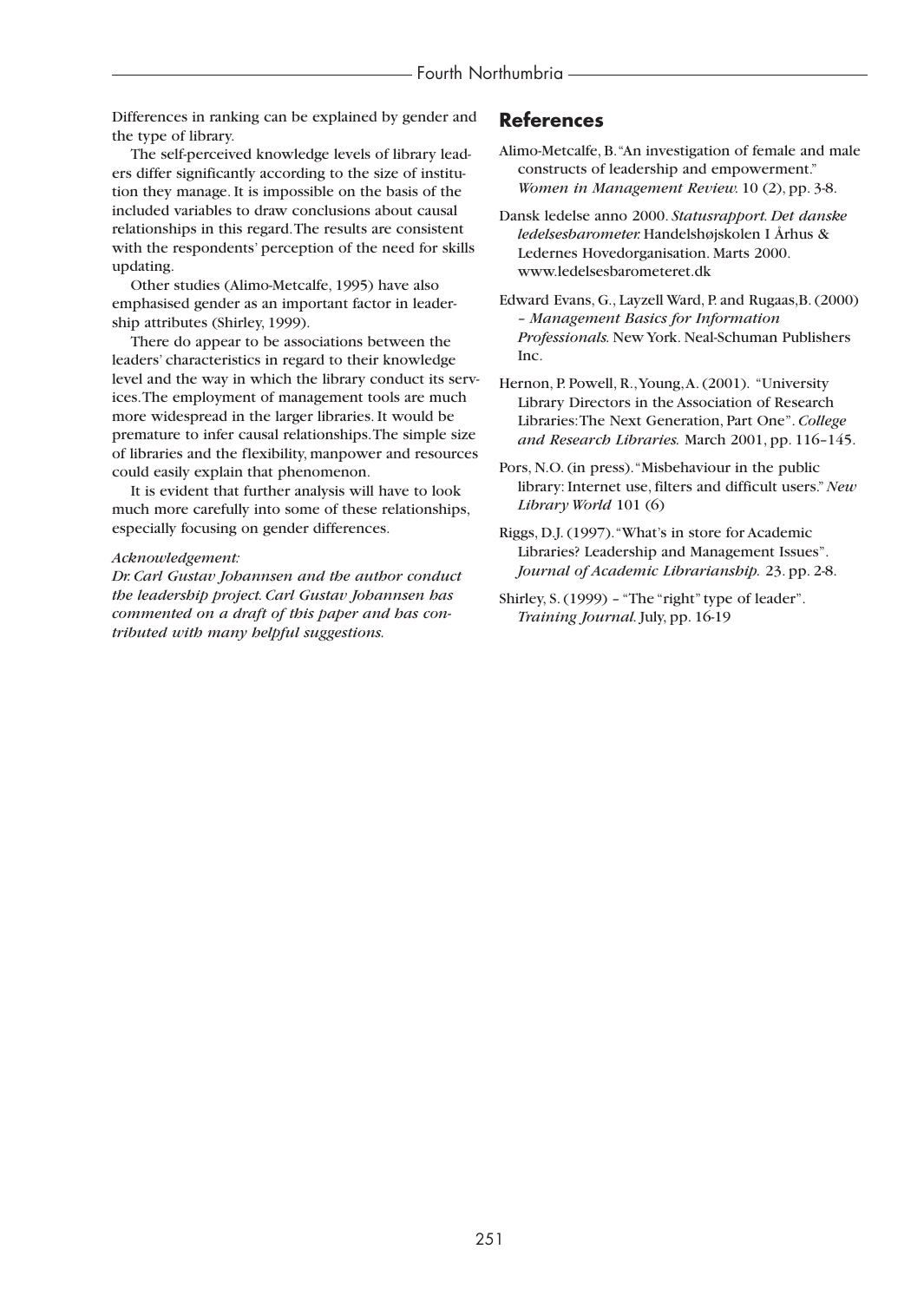Differences in ranking can be explained by gender and the type of library.

The self-perceived knowledge levels of library leaders differ significantly according to the size of institution they manage. It is impossible on the basis of the included variables to draw conclusions about causal relationships in this regard. The results are consistent with the respondents' perception of the need for skills updating.

Other studies (Alimo-Metcalfe, 1995) have also emphasised gender as an important factor in leadership attributes (Shirley, 1999).

There do appear to be associations between the leaders' characteristics in regard to their knowledge level and the way in which the library conduct its services. The employment of management tools are much more widespread in the larger libraries. It would be premature to infer causal relationships. The simple size of libraries and the flexibility, manpower and resources could easily explain that phenomenon.

It is evident that further analysis will have to look much more carefully into some of these relationships, especially focusing on gender differences.

*Acknowledgement:*

*Dr. Carl Gustav Johannsen and the author conduct the leadership project. Carl Gustav Johannsen has commented on a draft of this paper and has contributed with many helpful suggestions.*

## References

Alimo-Metcalfe, B. "An investigation of female and male constructs of leadership and empowerment." *Women in Management Review.* 10 (2), pp. 3-8.

Dansk ledelse anno 2000. *Statusrapport. Det danske ledelsesbarometer.* Handelshøjskolen I Århus & Ledernes Hovedorganisation. Marts 2000. www.ledelsesbarometeret.dk

Edward Evans, G., Layzell Ward, P. and Rugaas, B. (2000) – *Management Basics for Information Professionals.* New York. Neal-Schuman Publishers Inc.

Hernon, P. Powell, R., Young, A. (2001). "University Library Directors in the Association of Research Libraries: The Next Generation, Part One". *College and Research Libraries.* March 2001, pp. 116–145.

Pors, N.O. (in press). "Misbehaviour in the public library: Internet use, filters and difficult users." *New Library World* 101 (6)

Riggs, D.J. (1997). "What's in store for Academic Libraries? Leadership and Management Issues". *Journal of Academic Librarianship.* 23. pp. 2-8.

Shirley, S. (1999) – "The "right" type of leader". *Training Journal.* July, pp. 16-19